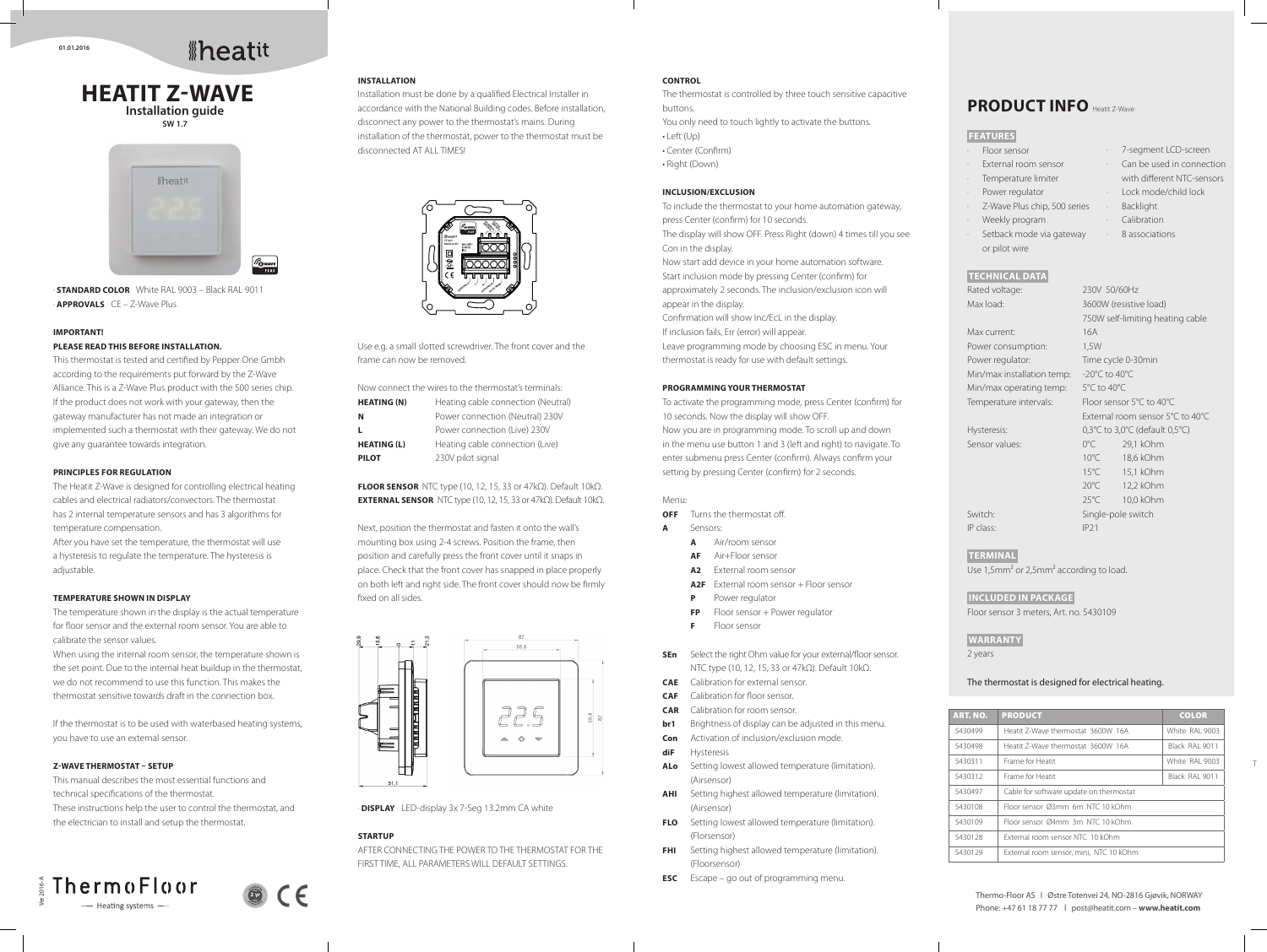01.01.2016

# HEATIT Z-WAVE

**Installation guide**

**SW 1.7**

- **STANDARD COLOR** White RAL 9003 – Black RAL 9011
- **APPROVALS** CE – Z-Wave Plus

### IMPORTANT!

### PLEASE READ THIS BEFORE INSTALLATION.

This thermostat is tested and certified by Pepper One Gmbh according to the requirements put forward by the Z-Wave Alliance. This is a Z-Wave Plus product with the 500 series chip. If the product does not work with your gateway, then the gateway manufacturer has not made an integration or implemented such a thermostat with their gateway. We do not give any guarantee towards integration.

### PRINCIPLES FOR REGULATION

The Heatit Z-Wave is designed for controlling electrical heating cables and electrical radiators/convectors. The thermostat has 2 internal temperature sensors and has 3 algorithms for temperature compensation.

After you have set the temperature, the thermostat will use a hysteresis to regulate the temperature. The hysteresis is adjustable.

### TEMPERATURE SHOWN IN DISPLAY

The temperature shown in the display is the actual temperature for floor sensor and the external room sensor. You are able to calibrate the sensor values.

When using the internal room sensor, the temperature shown is the set point. Due to the internal heat buildup in the thermostat, we do not recommend to use this function. This makes the thermostat sensitive towards draft in the connection box.

If the thermostat is to be used with waterbased heating systems, you have to use an external sensor.

### Z-WAVE THERMOSTAT – SETUP

This manual describes the most essential functions and technical specifications of the thermostat.

These instructions help the user to control the thermostat, and the electrician to install and setup the thermostat.

### INSTALLATION

Installation must be done by a qualified Electrical Installer in accordance with the National Building codes. Before installation, disconnect any power to the thermostat's mains. During installation of the thermostat, power to the thermostat must be disconnected AT ALL TIMES!

Use e.g. a small slotted screwdriver. The front cover and the frame can now be removed.

Now connect the wires to the thermostat's terminals:

| | |
|---|---|
| **HEATING (N)** | Heating cable connection (Neutral) |
| **N** | Power connection (Neutral) 230V |
| **L** | Power connection (Live) 230V |
| **HEATING (L)** | Heating cable connection (Live) |
| **PILOT** | 230V pilot signal |

**FLOOR SENSOR** NTC type (10, 12, 15, 33 or 47kΩ). Default 10kΩ.
**EXTERNAL SENSOR** NTC type (10, 12, 15, 33 or 47kΩ). Default 10kΩ.

Next, position the thermostat and fasten it onto the wall's mounting box using 2-4 screws. Position the frame, then position and carefully press the front cover until it snaps in place. Check that the front cover has snapped in place properly on both left and right side. The front cover should now be firmly fixed on all sides.

- **DISPLAY** LED-display 3x 7-Seg 13.2mm CA white

### STARTUP

AFTER CONNECTING THE POWER TO THE THERMOSTAT FOR THE FIRST TIME, ALL PARAMETERS WILL DEFAULT SETTINGS.

### CONTROL

The thermostat is controlled by three touch sensitive capacitive buttons.

You only need to touch lightly to activate the buttons.

- Left (Up)
- Center (Confirm)
- Right (Down)

### INCLUSION/EXCLUSION

To include the thermostat to your home automation gateway, press Center (confirm) for 10 seconds.

The display will show OFF. Press Right (down) 4 times till you see Con in the display.

Now start add device in your home automation software.

Start inclusion mode by pressing Center (confirm) for approximately 2 seconds. The inclusion/exclusion icon will appear in the display.

Confirmation will show Inc/EcL in the display.

If inclusion fails, Err (error) will appear.

Leave programming mode by choosing ESC in menu. Your thermostat is ready for use with default settings.

### PROGRAMMING YOUR THERMOSTAT

To activate the programming mode, press Center (confirm) for 10 seconds. Now the display will show OFF.

Now you are in programming mode. To scroll up and down in the menu use button 1 and 3 (left and right) to navigate. To enter submenu press Center (confirm). Always confirm your setting by pressing Center (confirm) for 2 seconds.

Menu:

- **OFF** Turns the thermostat off.
- **A** Sensors:
  - **A** Air/room sensor
  - **AF** Air+Floor sensor
  - **A2** External room sensor
  - **A2F** External room sensor + Floor sensor
  - **P** Power regulator
  - **FP** Floor sensor + Power regulator
  - **F** Floor sensor
- **SEn** Select the right Ohm value for your external/floor sensor. NTC type (10, 12, 15, 33 or 47kΩ). Default 10kΩ.
- **CAE** Calibration for external sensor.
- **CAF** Calibration for floor sensor.
- **CAR** Calibration for room sensor.
- **br1** Brightness of display can be adjusted in this menu.
- **Con** Activation of inclusion/exclusion mode.
- **diF** Hysteresis
- **ALo** Setting lowest allowed temperature (limitation). (Airsensor)
- **AHI** Setting highest allowed temperature (limitation). (Airsensor)
- **FLO** Setting lowest allowed temperature (limitation). (Floorsensor)
- **FHI** Setting highest allowed temperature (limitation). (Floorsensor)
- **ESC** Escape – go out of programming menu.

## PRODUCT INFO Heatit Z-Wave

### FEATURES

- Floor sensor
- External room sensor
- Temperature limiter
- Power regulator
- Z-Wave Plus chip, 500 series
- Weekly program
- Setback mode via gateway or pilot wire
- 7-segment LCD-screen
- Can be used in connection with different NTC-sensors
- Lock mode/child lock
- Backlight
- Calibration
- 8 associations

### TECHNICAL DATA

| | |
|---|---|
| Rated voltage: | 230V 50/60Hz |
| Max load: | 3600W (resistive load)<br>750W self-limiting heating cable |
| Max current: | 16A |
| Power consumption: | 1,5W |
| Power regulator: | Time cycle 0-30min |
| Min/max installation temp: | -20°C to 40°C |
| Min/max operating temp: | 5°C to 40°C |
| Temperature intervals: | Floor sensor 5°C to 40°C<br>External room sensor 5°C to 40°C |
| Hysteresis: | 0,3°C to 3,0°C (default 0,5°C) |
| Sensor values: | 0°C 29,1 kOhm<br>10°C 18,6 kOhm<br>15°C 15,1 kOhm<br>20°C 12,2 kOhm<br>25°C 10,0 kOhm |
| Switch: | Single-pole switch |
| IP class: | IP21 |

### TERMINAL

Use 1,5mm² or 2,5mm² according to load.

### INCLUDED IN PACKAGE

Floor sensor 3 meters, Art. no. 5430109

### WARRANTY

2 years

The thermostat is designed for electrical heating.

| ART. NO. | PRODUCT | COLOR |
|---|---|---|
| 5430499 | Heatit Z-Wave thermostat 3600W 16A | White RAL 9003 |
| 5430498 | Heatit Z-Wave thermostat 3600W 16A | Black RAL 9011 |
| 5430311 | Frame for Heatit | White RAL 9003 |
| 5430312 | Frame for Heatit | Black RAL 9011 |
| 5430497 | Cable for software update on thermostat | |
| 5430108 | Floor sensor Ø3mm 6m NTC 10 kOhm | |
| 5430109 | Floor sensor Ø4mm 3m NTC 10 kOhm | |
| 5430128 | External room sensor NTC 10 kOhm | |
| 5430129 | External room sensor, mini, NTC 10 kOhm | |

Thermo-Floor AS I Østre Totenvei 24, NO-2816 Gjøvik, NORWAY
Phone: +47 61 18 77 77 I post@heatit.com – **www.heatit.com**

Ver 2016-A

ThermoFloor — Heating systems —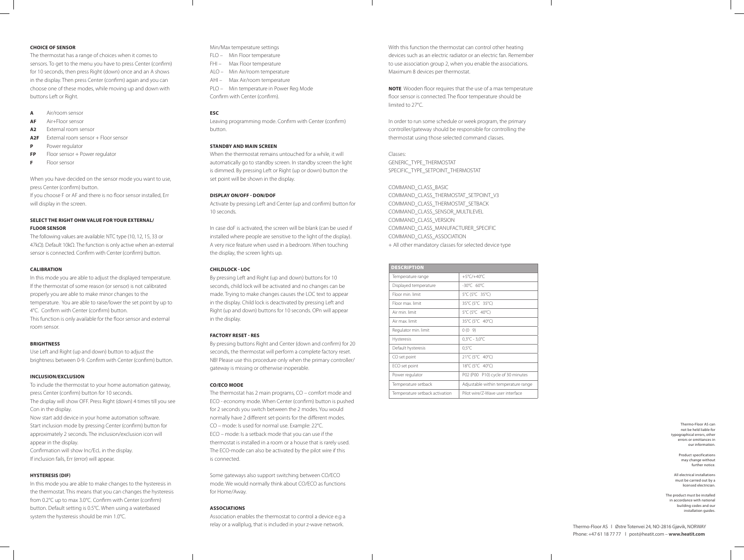#### CHOICE OF SENSOR

The thermostat has a range of choices when it comes to sensors. To get to the menu you have to press Center (confirm) for 10 seconds, then press Right (down) once and an A shows in the display. Then press Center (confirm) again and you can choose one of these modes, while moving up and down with buttons Left or Right.

- **A** Air/room sensor
- **AF** Air+Floor sensor
- **A2** External room sensor
- **A2F** External room sensor + Floor sensor
- **P** Power regulator
- **FP** Floor sensor + Power regulator
- **F** Floor sensor

When you have decided on the sensor mode you want to use, press Center (confirm) button.
If you choose F or AF and there is no floor sensor installed, Err will display in the screen.

#### SELECT THE RIGHT OHM VALUE FOR YOUR EXTERNAL/ FLOOR SENSOR

The following values are available: NTC type (10, 12, 15, 33 or 47kΩ). Default 10kΩ. The function is only active when an external sensor is connected. Confirm with Center (confirm) button.

#### CALIBRATION

In this mode you are able to adjust the displayed temperature. If the thermostat of some reason (or sensor) is not calibrated properly you are able to make minor changes to the temperature. You are able to raise/lower the set point by up to 4°C. Confirm with Center (confirm) button.
This function is only available for the floor sensor and external room sensor.

#### BRIGHTNESS

Use Left and Right (up and down) button to adjust the brightness between 0-9. Confirm with Center (confirm) button.

#### INCLUSION/EXCLUSION

To include the thermostat to your home automation gateway, press Center (confirm) button for 10 seconds.
The display will show OFF. Press Right (down) 4 times till you see Con in the display.
Now start add device in your home automation software.
Start inclusion mode by pressing Center (confirm) button for approximately 2 seconds. The inclusion/exclusion icon will appear in the display.
Confirmation will show Inc/EcL in the display.
If inclusion fails, Err (error) will appear.

#### HYSTERESIS (DIF)

In this mode you are able to make changes to the hysteresis in the thermostat. This means that you can changes the hysteresis from 0.2°C up to max 3.0°C. Confirm with Center (confirm) button. Default setting is 0.5°C. When using a waterbased system the hysteresis should be min 1.0°C.

Min/Max temperature settings
FLO – Min Floor temperature
FHI – Max Floor temperature
ALO – Min Air/room temperature
AHI – Max Air/room temperature
PLO – Min temperature in Power Reg Mode
Confirm with Center (confirm).

#### ESC

Leaving programming mode. Confirm with Center (confirm) button.

#### STANDBY AND MAIN SCREEN

When the thermostat remains untouched for a while, it will automatically go to standby screen. In standby screen the light is dimmed. By pressing Left or Right (up or down) button the set point will be shown in the display.

#### DISPLAY ON/OFF - DON/DOF

Activate by pressing Left and Center (up and confirm) button for 10 seconds.

In case doF is activated, the screen will be blank (can be used if installed where people are sensitive to the light of the display). A very nice feature when used in a bedroom. When touching the display, the screen lights up.

#### CHILDLOCK - LOC

By pressing Left and Right (up and down) buttons for 10 seconds, child lock will be activated and no changes can be made. Trying to make changes causes the LOC text to appear in the display. Child lock is deactivated by pressing Left and Right (up and down) buttons for 10 seconds. OPn will appear in the display.

#### FACTORY RESET - RES

By pressing buttons Right and Center (down and confirm) for 20 seconds, the thermostat will perform a complete factory reset. NB! Please use this procedure only when the primary controller/ gateway is missing or otherwise inoperable.

#### CO/ECO MODE

The thermostat has 2 main programs, CO – comfort mode and ECO - economy mode. When Center (confirm) button is pushed for 2 seconds you switch between the 2 modes. You would normally have 2 different set-points for the different modes.
CO – mode: Is used for normal use. Example: 22°C.
ECO – mode: Is a setback mode that you can use if the thermostat is installed in a room or a house that is rarely used. The ECO-mode can also be activated by the pilot wire if this is connected.

Some gateways also support switching between CO/ECO mode. We would normally think about CO/ECO as functions for Home/Away.

#### ASSOCIATIONS

Association enables the thermostat to control a device e.g a relay or a wallplug, that is included in your z-wave network.

With this function the thermostat can control other heating devices such as an electric radiator or an electric fan. Remember to use association group 2, when you enable the associations. Maximum 8 devices per thermostat.

**NOTE** Wooden floor requires that the use of a max temperature floor sensor is connected. The floor temperature should be limited to 27°C.

In order to run some schedule or week program, the primary controller/gateway should be responsible for controlling the thermostat using those selected command classes.

Classes:
GENERIC_TYPE_THERMOSTAT
SPECIFIC_TYPE_SETPOINT_THERMOSTAT

COMMAND_CLASS_BASIC
COMMAND_CLASS_THERMOSTAT_SETPOINT_V3
COMMAND_CLASS_THERMOSTAT_SETBACK
COMMAND_CLASS_SENSOR_MULTILEVEL
COMMAND_CLASS_VERSION
COMMAND_CLASS_MANUFACTURER_SPECIFIC
COMMAND_CLASS_ASSOCIATION
+ All other mandatory classes for selected device type

| DESCRIPTION | |
|---|---|
| Temperature range | +5°C/+40°C |
| Displayed temperature | -30°C 60°C |
| Floor min. limit | 5°C (5°C 35°C) |
| Floor max. limit | 35°C (5°C 35°C) |
| Air min. limit | 5°C (5°C 40°C) |
| Air max. limit | 35°C (5°C 40°C) |
| Regulator min. limit | 0 (0 9) |
| Hysteresis | 0,3°C - 3,0°C |
| Default hysteresis | 0,5°C |
| CO set point | 21°C (5°C 40°C) |
| ECO set point | 18°C (5°C 40°C) |
| Power regulator | P02 (P00 P10) cycle of 30 minutes |
| Temperature setback | Adjustable within temperature range |
| Temperature setback activation | Pilot wire/Z-Wave user interface |

Thermo-Floor AS can not be held liable for typographical errors, other errors or omittances in our information.

Product specifications may change without further notice.

All electrical installations must be carried out by a licensed electrician.

The product must be installed in accordance with national building codes and our installation guides.

Thermo-Floor AS I Østre Totenvei 24, NO-2816 Gjøvik, NORWAY
Phone: +47 61 18 77 77 I post@heatit.com – **www.heatit.com**